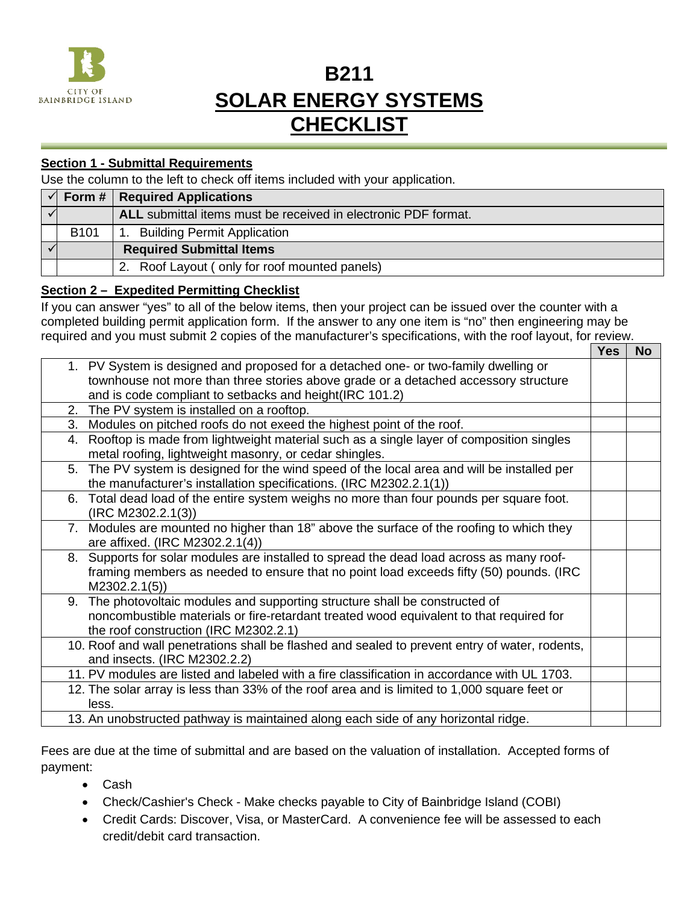CITY OF BAINBRIDGE ISLAND

# B211
# SOLAR ENERGY SYSTEMS CHECKLIST

## Section 1 - Submittal Requirements

Use the column to the left to check off items included with your application.

| ✓ | Form # | Required Applications |
|---|---|---|
| ✓ | | **ALL** submittal items must be received in electronic PDF format. |
| | B101 | 1. Building Permit Application |
| ✓ | | **Required Submittal Items** |
| | | 2. Roof Layout ( only for roof mounted panels) |

## Section 2 – Expedited Permitting Checklist

If you can answer "yes" to all of the below items, then your project can be issued over the counter with a completed building permit application form. If the answer to any one item is "no" then engineering may be required and you must submit 2 copies of the manufacturer's specifications, with the roof layout, for review.

| | Yes | No |
|---|---|---|
| 1. PV System is designed and proposed for a detached one- or two-family dwelling or townhouse not more than three stories above grade or a detached accessory structure and is code compliant to setbacks and height(IRC 101.2) | | |
| 2. The PV system is installed on a rooftop. | | |
| 3. Modules on pitched roofs do not exeed the highest point of the roof. | | |
| 4. Rooftop is made from lightweight material such as a single layer of composition singles metal roofing, lightweight masonry, or cedar shingles. | | |
| 5. The PV system is designed for the wind speed of the local area and will be installed per the manufacturer's installation specifications. (IRC M2302.2.1(1)) | | |
| 6. Total dead load of the entire system weighs no more than four pounds per square foot. (IRC M2302.2.1(3)) | | |
| 7. Modules are mounted no higher than 18" above the surface of the roofing to which they are affixed. (IRC M2302.2.1(4)) | | |
| 8. Supports for solar modules are installed to spread the dead load across as many roof-framing members as needed to ensure that no point load exceeds fifty (50) pounds. (IRC M2302.2.1(5)) | | |
| 9. The photovoltaic modules and supporting structure shall be constructed of noncombustible materials or fire-retardant treated wood equivalent to that required for the roof construction (IRC M2302.2.1) | | |
| 10. Roof and wall penetrations shall be flashed and sealed to prevent entry of water, rodents, and insects. (IRC M2302.2.2) | | |
| 11. PV modules are listed and labeled with a fire classification in accordance with UL 1703. | | |
| 12. The solar array is less than 33% of the roof area and is limited to 1,000 square feet or less. | | |
| 13. An unobstructed pathway is maintained along each side of any horizontal ridge. | | |

Fees are due at the time of submittal and are based on the valuation of installation. Accepted forms of payment:

- Cash
- Check/Cashier's Check - Make checks payable to City of Bainbridge Island (COBI)
- Credit Cards: Discover, Visa, or MasterCard. A convenience fee will be assessed to each credit/debit card transaction.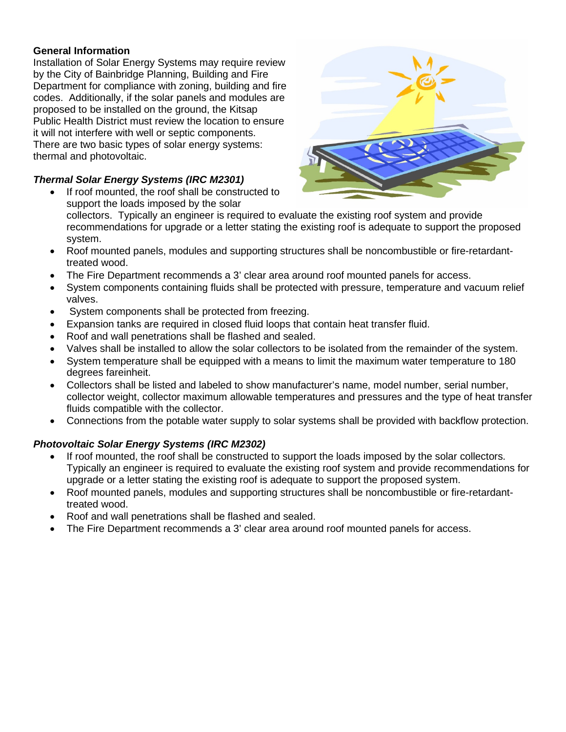**General Information**

Installation of Solar Energy Systems may require review by the City of Bainbridge Planning, Building and Fire Department for compliance with zoning, building and fire codes. Additionally, if the solar panels and modules are proposed to be installed on the ground, the Kitsap Public Health District must review the location to ensure it will not interfere with well or septic components. There are two basic types of solar energy systems: thermal and photovoltaic.

***Thermal Solar Energy Systems (IRC M2301)***

- If roof mounted, the roof shall be constructed to support the loads imposed by the solar collectors. Typically an engineer is required to evaluate the existing roof system and provide recommendations for upgrade or a letter stating the existing roof is adequate to support the proposed system.
- Roof mounted panels, modules and supporting structures shall be noncombustible or fire-retardant-treated wood.
- The Fire Department recommends a 3' clear area around roof mounted panels for access.
- System components containing fluids shall be protected with pressure, temperature and vacuum relief valves.
- System components shall be protected from freezing.
- Expansion tanks are required in closed fluid loops that contain heat transfer fluid.
- Roof and wall penetrations shall be flashed and sealed.
- Valves shall be installed to allow the solar collectors to be isolated from the remainder of the system.
- System temperature shall be equipped with a means to limit the maximum water temperature to 180 degrees fareinheit.
- Collectors shall be listed and labeled to show manufacturer's name, model number, serial number, collector weight, collector maximum allowable temperatures and pressures and the type of heat transfer fluids compatible with the collector.
- Connections from the potable water supply to solar systems shall be provided with backflow protection.

***Photovoltaic Solar Energy Systems (IRC M2302)***

- If roof mounted, the roof shall be constructed to support the loads imposed by the solar collectors. Typically an engineer is required to evaluate the existing roof system and provide recommendations for upgrade or a letter stating the existing roof is adequate to support the proposed system.
- Roof mounted panels, modules and supporting structures shall be noncombustible or fire-retardant-treated wood.
- Roof and wall penetrations shall be flashed and sealed.
- The Fire Department recommends a 3' clear area around roof mounted panels for access.